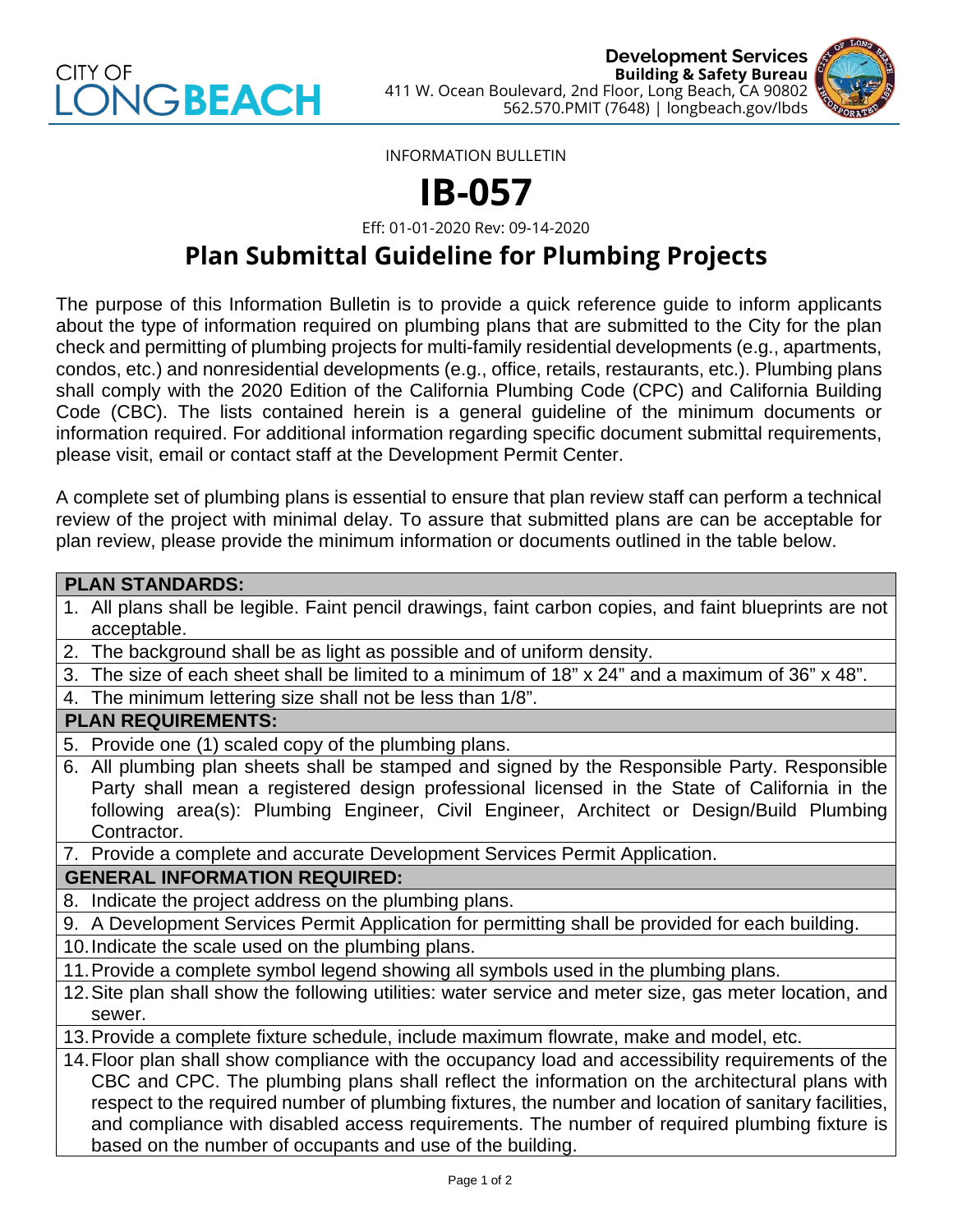CITY OF LONG BEACH

**Development Services**
**Building & Safety Bureau**
411 W. Ocean Boulevard, 2nd Floor, Long Beach, CA 90802
562.570.PMIT (7648) | longbeach.gov/lbds

INFORMATION BULLETIN

# IB-057

Eff: 01-01-2020 Rev: 09-14-2020

## Plan Submittal Guideline for Plumbing Projects

The purpose of this Information Bulletin is to provide a quick reference guide to inform applicants about the type of information required on plumbing plans that are submitted to the City for the plan check and permitting of plumbing projects for multi-family residential developments (e.g., apartments, condos, etc.) and nonresidential developments (e.g., office, retails, restaurants, etc.). Plumbing plans shall comply with the 2020 Edition of the California Plumbing Code (CPC) and California Building Code (CBC). The lists contained herein is a general guideline of the minimum documents or information required. For additional information regarding specific document submittal requirements, please visit, email or contact staff at the Development Permit Center.

A complete set of plumbing plans is essential to ensure that plan review staff can perform a technical review of the project with minimal delay. To assure that submitted plans are can be acceptable for plan review, please provide the minimum information or documents outlined in the table below.

| **PLAN STANDARDS:** |
|---|
| 1. All plans shall be legible. Faint pencil drawings, faint carbon copies, and faint blueprints are not acceptable. |
| 2. The background shall be as light as possible and of uniform density. |
| 3. The size of each sheet shall be limited to a minimum of 18" x 24" and a maximum of 36" x 48". |
| 4. The minimum lettering size shall not be less than 1/8". |
| **PLAN REQUIREMENTS:** |
| 5. Provide one (1) scaled copy of the plumbing plans. |
| 6. All plumbing plan sheets shall be stamped and signed by the Responsible Party. Responsible Party shall mean a registered design professional licensed in the State of California in the following area(s): Plumbing Engineer, Civil Engineer, Architect or Design/Build Plumbing Contractor. |
| 7. Provide a complete and accurate Development Services Permit Application. |
| **GENERAL INFORMATION REQUIRED:** |
| 8. Indicate the project address on the plumbing plans. |
| 9. A Development Services Permit Application for permitting shall be provided for each building. |
| 10. Indicate the scale used on the plumbing plans. |
| 11. Provide a complete symbol legend showing all symbols used in the plumbing plans. |
| 12. Site plan shall show the following utilities: water service and meter size, gas meter location, and sewer. |
| 13. Provide a complete fixture schedule, include maximum flowrate, make and model, etc. |
| 14. Floor plan shall show compliance with the occupancy load and accessibility requirements of the CBC and CPC. The plumbing plans shall reflect the information on the architectural plans with respect to the required number of plumbing fixtures, the number and location of sanitary facilities, and compliance with disabled access requirements. The number of required plumbing fixture is based on the number of occupants and use of the building. |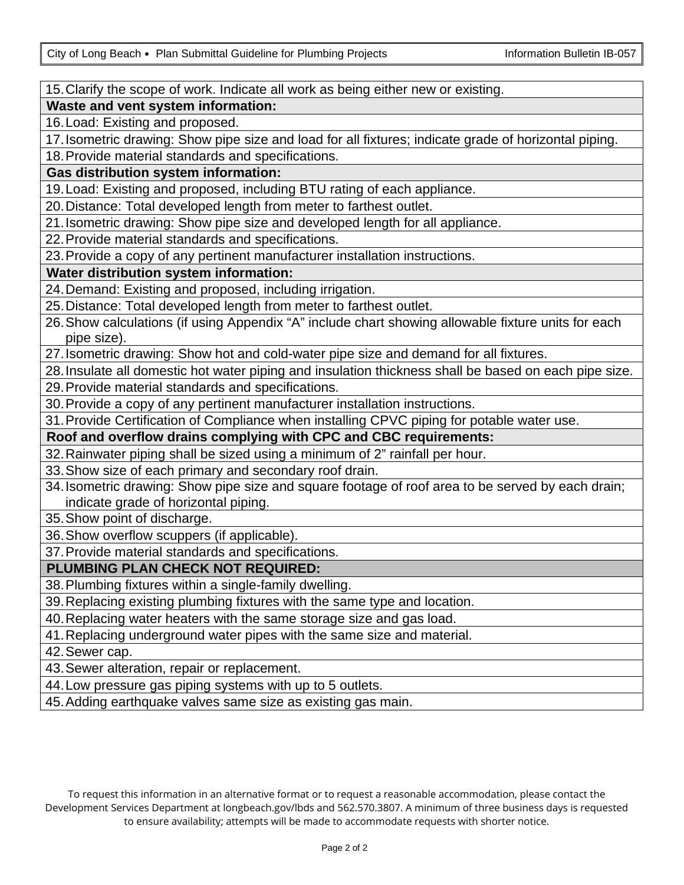15. Clarify the scope of work. Indicate all work as being either new or existing.

**Waste and vent system information:**

16. Load: Existing and proposed.
17. Isometric drawing: Show pipe size and load for all fixtures; indicate grade of horizontal piping.
18. Provide material standards and specifications.

**Gas distribution system information:**

19. Load: Existing and proposed, including BTU rating of each appliance.
20. Distance: Total developed length from meter to farthest outlet.
21. Isometric drawing: Show pipe size and developed length for all appliance.
22. Provide material standards and specifications.
23. Provide a copy of any pertinent manufacturer installation instructions.

**Water distribution system information:**

24. Demand: Existing and proposed, including irrigation.
25. Distance: Total developed length from meter to farthest outlet.
26. Show calculations (if using Appendix "A" include chart showing allowable fixture units for each pipe size).
27. Isometric drawing: Show hot and cold-water pipe size and demand for all fixtures.
28. Insulate all domestic hot water piping and insulation thickness shall be based on each pipe size.
29. Provide material standards and specifications.
30. Provide a copy of any pertinent manufacturer installation instructions.
31. Provide Certification of Compliance when installing CPVC piping for potable water use.

**Roof and overflow drains complying with CPC and CBC requirements:**

32. Rainwater piping shall be sized using a minimum of 2" rainfall per hour.
33. Show size of each primary and secondary roof drain.
34. Isometric drawing: Show pipe size and square footage of roof area to be served by each drain; indicate grade of horizontal piping.
35. Show point of discharge.
36. Show overflow scuppers (if applicable).
37. Provide material standards and specifications.

**PLUMBING PLAN CHECK NOT REQUIRED:**

38. Plumbing fixtures within a single-family dwelling.
39. Replacing existing plumbing fixtures with the same type and location.
40. Replacing water heaters with the same storage size and gas load.
41. Replacing underground water pipes with the same size and material.
42. Sewer cap.
43. Sewer alteration, repair or replacement.
44. Low pressure gas piping systems with up to 5 outlets.
45. Adding earthquake valves same size as existing gas main.

To request this information in an alternative format or to request a reasonable accommodation, please contact the Development Services Department at longbeach.gov/lbds and 562.570.3807. A minimum of three business days is requested to ensure availability; attempts will be made to accommodate requests with shorter notice.